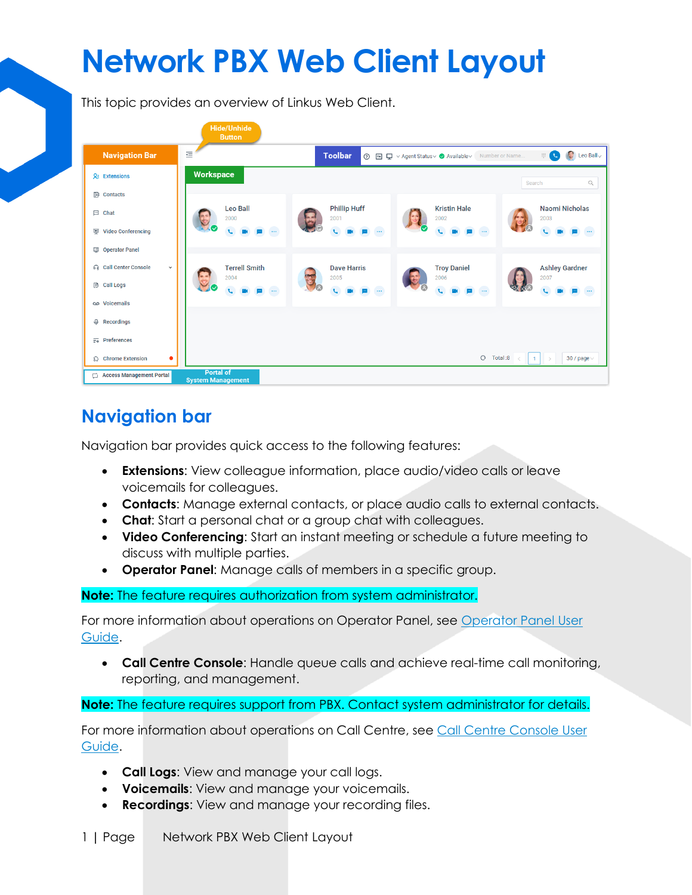# Network PBX Web Client Layout

This topic provides an overview of Linkus Web Client.

## Navigation bar

Navigation bar provides quick access to the following features:

- **Extensions**: View colleague information, place audio/video calls or leave voicemails for colleagues.
- **Contacts**: Manage external contacts, or place audio calls to external contacts.
- **Chat**: Start a personal chat or a group chat with colleagues.
- **Video Conferencing**: Start an instant meeting or schedule a future meeting to discuss with multiple parties.
- **Operator Panel**: Manage calls of members in a specific group.

**Note:** The feature requires authorization from system administrator.

For more information about operations on Operator Panel, see Operator Panel User Guide.

- **Call Centre Console**: Handle queue calls and achieve real-time call monitoring, reporting, and management.

**Note:** The feature requires support from PBX. Contact system administrator for details.

For more information about operations on Call Centre, see Call Centre Console User Guide.

- **Call Logs**: View and manage your call logs.
- **Voicemails**: View and manage your voicemails.
- **Recordings**: View and manage your recording files.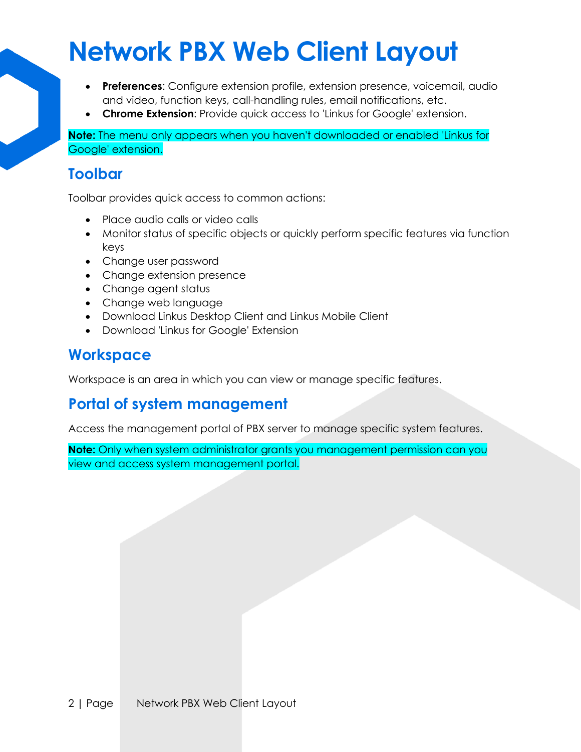# Network PBX Web Client Layout

- **Preferences**: Configure extension profile, extension presence, voicemail, audio and video, function keys, call-handling rules, email notifications, etc.
- **Chrome Extension**: Provide quick access to 'Linkus for Google' extension.

**Note:** The menu only appears when you haven't downloaded or enabled 'Linkus for Google' extension.

## Toolbar

Toolbar provides quick access to common actions:

- Place audio calls or video calls
- Monitor status of specific objects or quickly perform specific features via function keys
- Change user password
- Change extension presence
- Change agent status
- Change web language
- Download Linkus Desktop Client and Linkus Mobile Client
- Download 'Linkus for Google' Extension

## Workspace

Workspace is an area in which you can view or manage specific features.

## Portal of system management

Access the management portal of PBX server to manage specific system features.

**Note:** Only when system administrator grants you management permission can you view and access system management portal.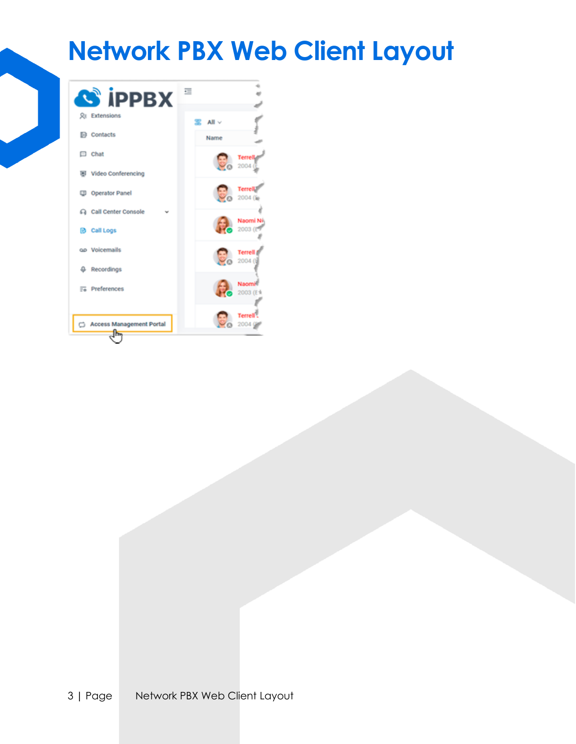# Network PBX Web Client Layout

iPPBX

Extensions

Contacts

Chat

Video Conferencing

Operator Panel

Call Center Console

Call Logs

Voicemails

Recordings

Preferences

Access Management Portal

All

Name